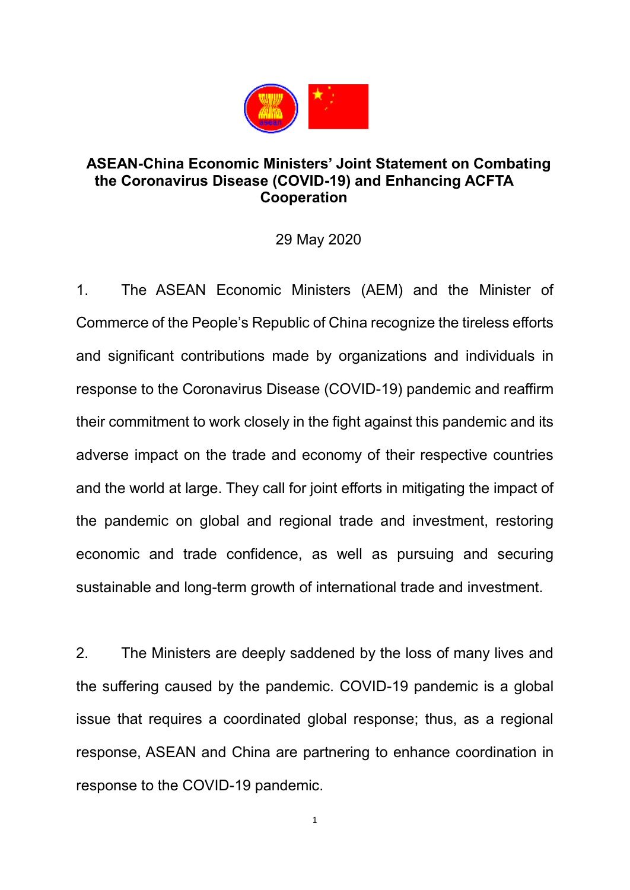# ASEAN-China Economic Ministers' Joint Statement on Combating the Coronavirus Disease (COVID-19) and Enhancing ACFTA Cooperation

29 May 2020

1. The ASEAN Economic Ministers (AEM) and the Minister of Commerce of the People's Republic of China recognize the tireless efforts and significant contributions made by organizations and individuals in response to the Coronavirus Disease (COVID-19) pandemic and reaffirm their commitment to work closely in the fight against this pandemic and its adverse impact on the trade and economy of their respective countries and the world at large. They call for joint efforts in mitigating the impact of the pandemic on global and regional trade and investment, restoring economic and trade confidence, as well as pursuing and securing sustainable and long-term growth of international trade and investment.

2. The Ministers are deeply saddened by the loss of many lives and the suffering caused by the pandemic. COVID-19 pandemic is a global issue that requires a coordinated global response; thus, as a regional response, ASEAN and China are partnering to enhance coordination in response to the COVID-19 pandemic.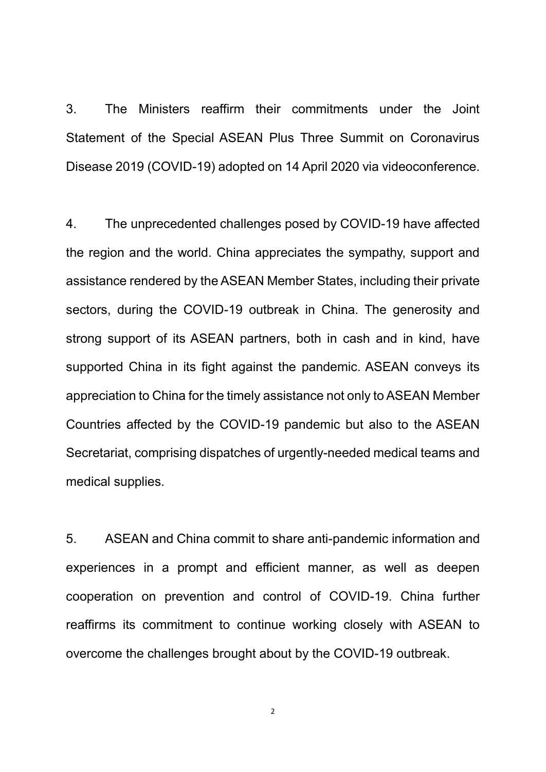3. The Ministers reaffirm their commitments under the Joint Statement of the Special ASEAN Plus Three Summit on Coronavirus Disease 2019 (COVID-19) adopted on 14 April 2020 via videoconference.

4. The unprecedented challenges posed by COVID-19 have affected the region and the world. China appreciates the sympathy, support and assistance rendered by the ASEAN Member States, including their private sectors, during the COVID-19 outbreak in China. The generosity and strong support of its ASEAN partners, both in cash and in kind, have supported China in its fight against the pandemic. ASEAN conveys its appreciation to China for the timely assistance not only to ASEAN Member Countries affected by the COVID-19 pandemic but also to the ASEAN Secretariat, comprising dispatches of urgently-needed medical teams and medical supplies.

5. ASEAN and China commit to share anti-pandemic information and experiences in a prompt and efficient manner, as well as deepen cooperation on prevention and control of COVID-19. China further reaffirms its commitment to continue working closely with ASEAN to overcome the challenges brought about by the COVID-19 outbreak.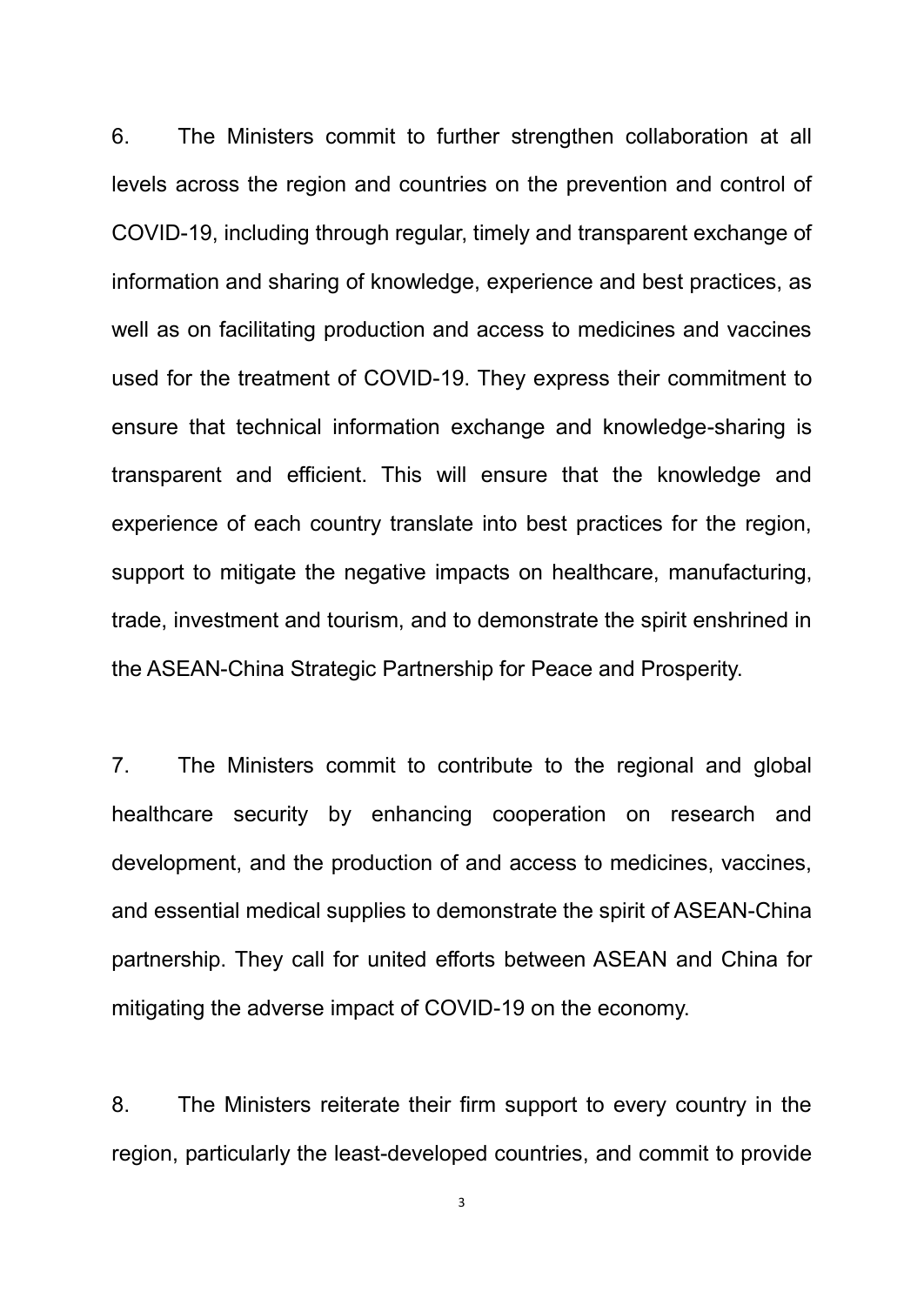6. The Ministers commit to further strengthen collaboration at all levels across the region and countries on the prevention and control of COVID-19, including through regular, timely and transparent exchange of information and sharing of knowledge, experience and best practices, as well as on facilitating production and access to medicines and vaccines used for the treatment of COVID-19. They express their commitment to ensure that technical information exchange and knowledge-sharing is transparent and efficient. This will ensure that the knowledge and experience of each country translate into best practices for the region, support to mitigate the negative impacts on healthcare, manufacturing, trade, investment and tourism, and to demonstrate the spirit enshrined in the ASEAN-China Strategic Partnership for Peace and Prosperity.

7. The Ministers commit to contribute to the regional and global healthcare security by enhancing cooperation on research and development, and the production of and access to medicines, vaccines, and essential medical supplies to demonstrate the spirit of ASEAN-China partnership. They call for united efforts between ASEAN and China for mitigating the adverse impact of COVID-19 on the economy.

8. The Ministers reiterate their firm support to every country in the region, particularly the least-developed countries, and commit to provide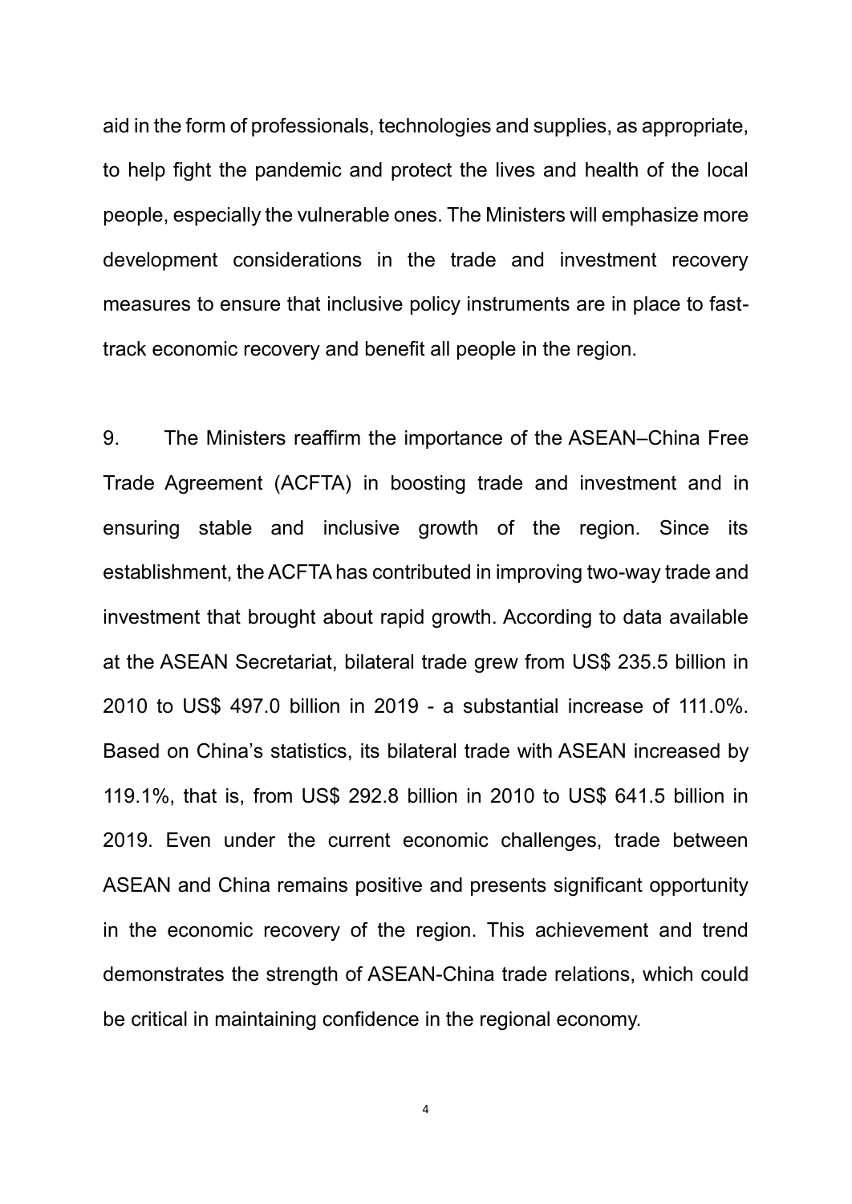aid in the form of professionals, technologies and supplies, as appropriate, to help fight the pandemic and protect the lives and health of the local people, especially the vulnerable ones. The Ministers will emphasize more development considerations in the trade and investment recovery measures to ensure that inclusive policy instruments are in place to fast-track economic recovery and benefit all people in the region.

9. The Ministers reaffirm the importance of the ASEAN–China Free Trade Agreement (ACFTA) in boosting trade and investment and in ensuring stable and inclusive growth of the region. Since its establishment, the ACFTA has contributed in improving two-way trade and investment that brought about rapid growth. According to data available at the ASEAN Secretariat, bilateral trade grew from US$ 235.5 billion in 2010 to US$ 497.0 billion in 2019 - a substantial increase of 111.0%. Based on China's statistics, its bilateral trade with ASEAN increased by 119.1%, that is, from US$ 292.8 billion in 2010 to US$ 641.5 billion in 2019. Even under the current economic challenges, trade between ASEAN and China remains positive and presents significant opportunity in the economic recovery of the region. This achievement and trend demonstrates the strength of ASEAN-China trade relations, which could be critical in maintaining confidence in the regional economy.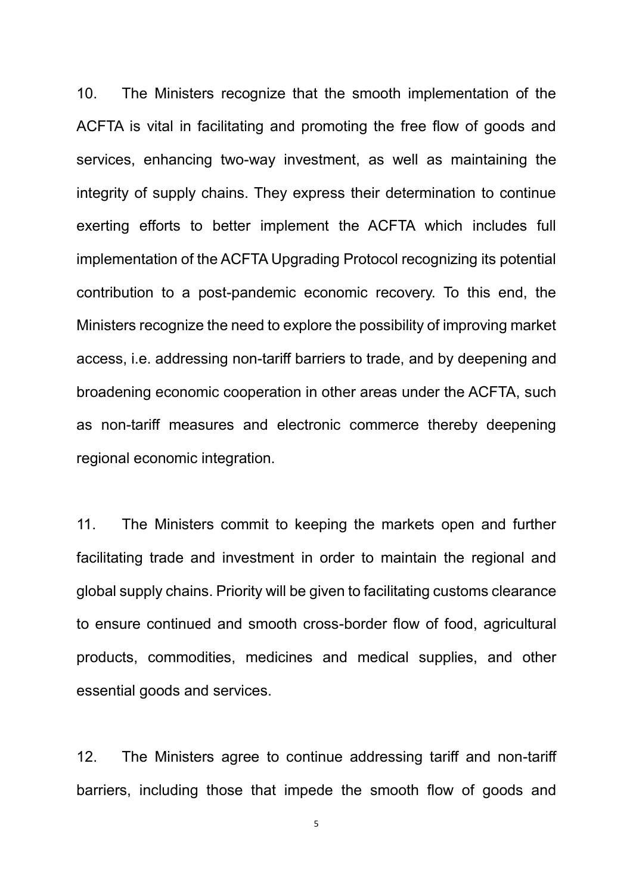10. The Ministers recognize that the smooth implementation of the ACFTA is vital in facilitating and promoting the free flow of goods and services, enhancing two-way investment, as well as maintaining the integrity of supply chains. They express their determination to continue exerting efforts to better implement the ACFTA which includes full implementation of the ACFTA Upgrading Protocol recognizing its potential contribution to a post-pandemic economic recovery. To this end, the Ministers recognize the need to explore the possibility of improving market access, i.e. addressing non-tariff barriers to trade, and by deepening and broadening economic cooperation in other areas under the ACFTA, such as non-tariff measures and electronic commerce thereby deepening regional economic integration.

11. The Ministers commit to keeping the markets open and further facilitating trade and investment in order to maintain the regional and global supply chains. Priority will be given to facilitating customs clearance to ensure continued and smooth cross-border flow of food, agricultural products, commodities, medicines and medical supplies, and other essential goods and services.

12. The Ministers agree to continue addressing tariff and non-tariff barriers, including those that impede the smooth flow of goods and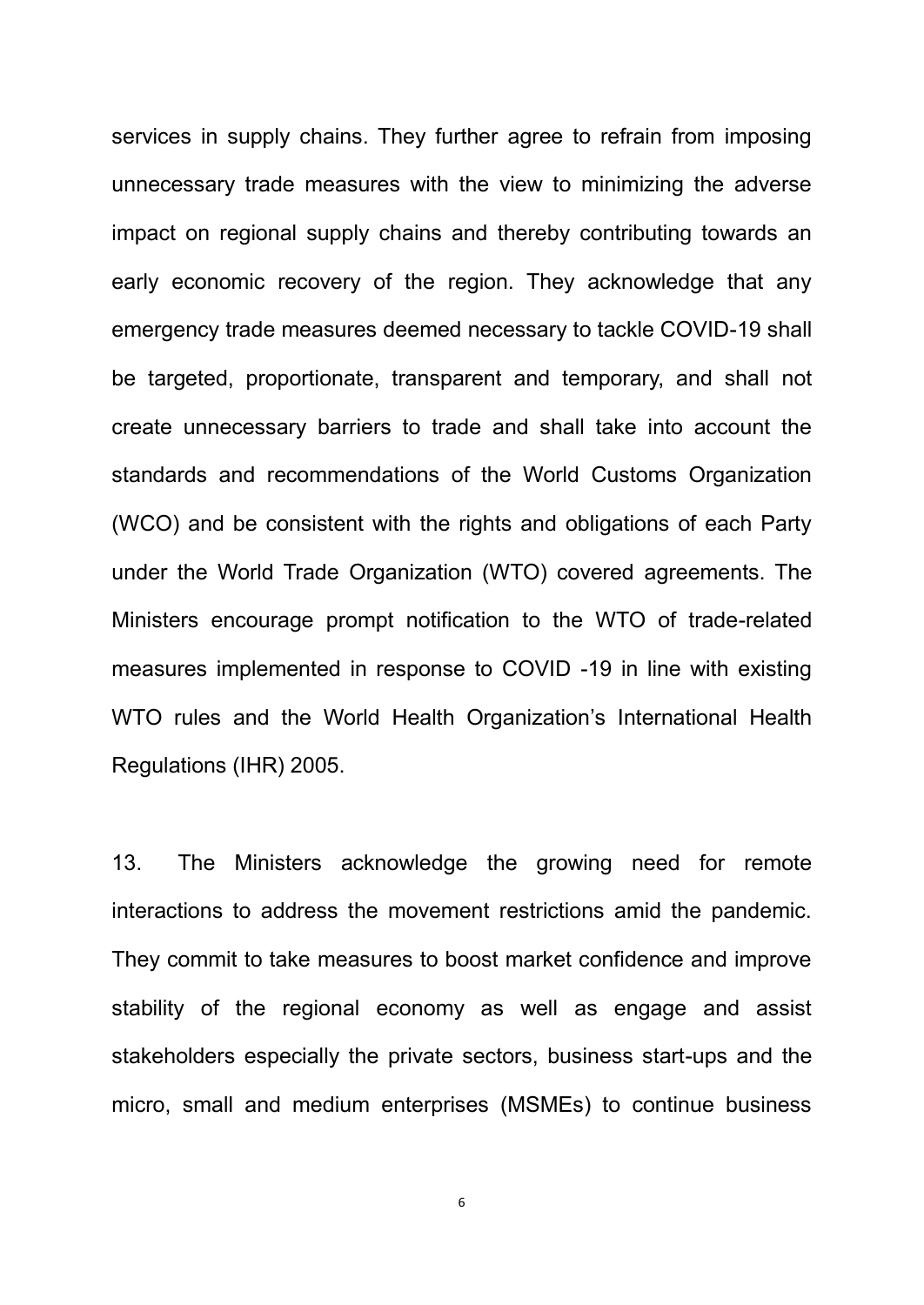services in supply chains. They further agree to refrain from imposing unnecessary trade measures with the view to minimizing the adverse impact on regional supply chains and thereby contributing towards an early economic recovery of the region. They acknowledge that any emergency trade measures deemed necessary to tackle COVID-19 shall be targeted, proportionate, transparent and temporary, and shall not create unnecessary barriers to trade and shall take into account the standards and recommendations of the World Customs Organization (WCO) and be consistent with the rights and obligations of each Party under the World Trade Organization (WTO) covered agreements. The Ministers encourage prompt notification to the WTO of trade-related measures implemented in response to COVID -19 in line with existing WTO rules and the World Health Organization's International Health Regulations (IHR) 2005.

13. The Ministers acknowledge the growing need for remote interactions to address the movement restrictions amid the pandemic. They commit to take measures to boost market confidence and improve stability of the regional economy as well as engage and assist stakeholders especially the private sectors, business start-ups and the micro, small and medium enterprises (MSMEs) to continue business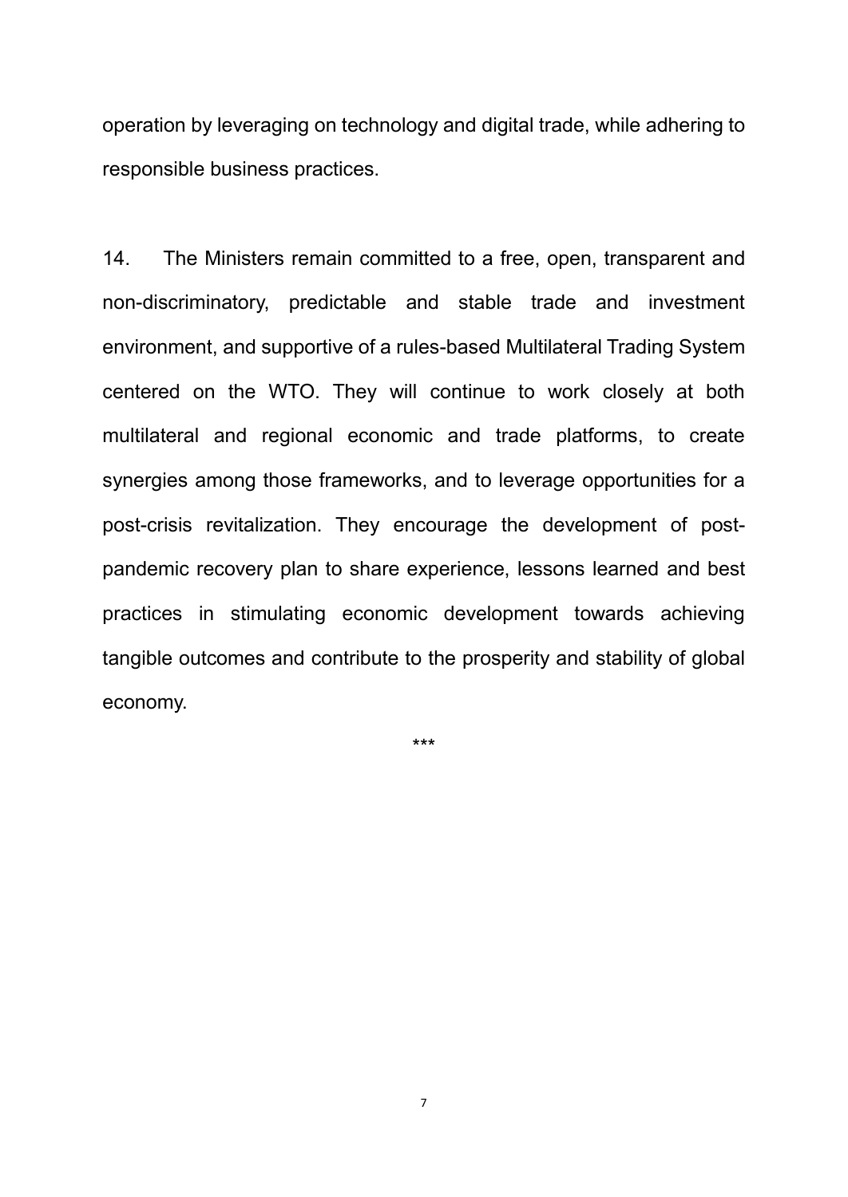operation by leveraging on technology and digital trade, while adhering to responsible business practices.

14. The Ministers remain committed to a free, open, transparent and non-discriminatory, predictable and stable trade and investment environment, and supportive of a rules-based Multilateral Trading System centered on the WTO. They will continue to work closely at both multilateral and regional economic and trade platforms, to create synergies among those frameworks, and to leverage opportunities for a post-crisis revitalization. They encourage the development of post-pandemic recovery plan to share experience, lessons learned and best practices in stimulating economic development towards achieving tangible outcomes and contribute to the prosperity and stability of global economy.

***